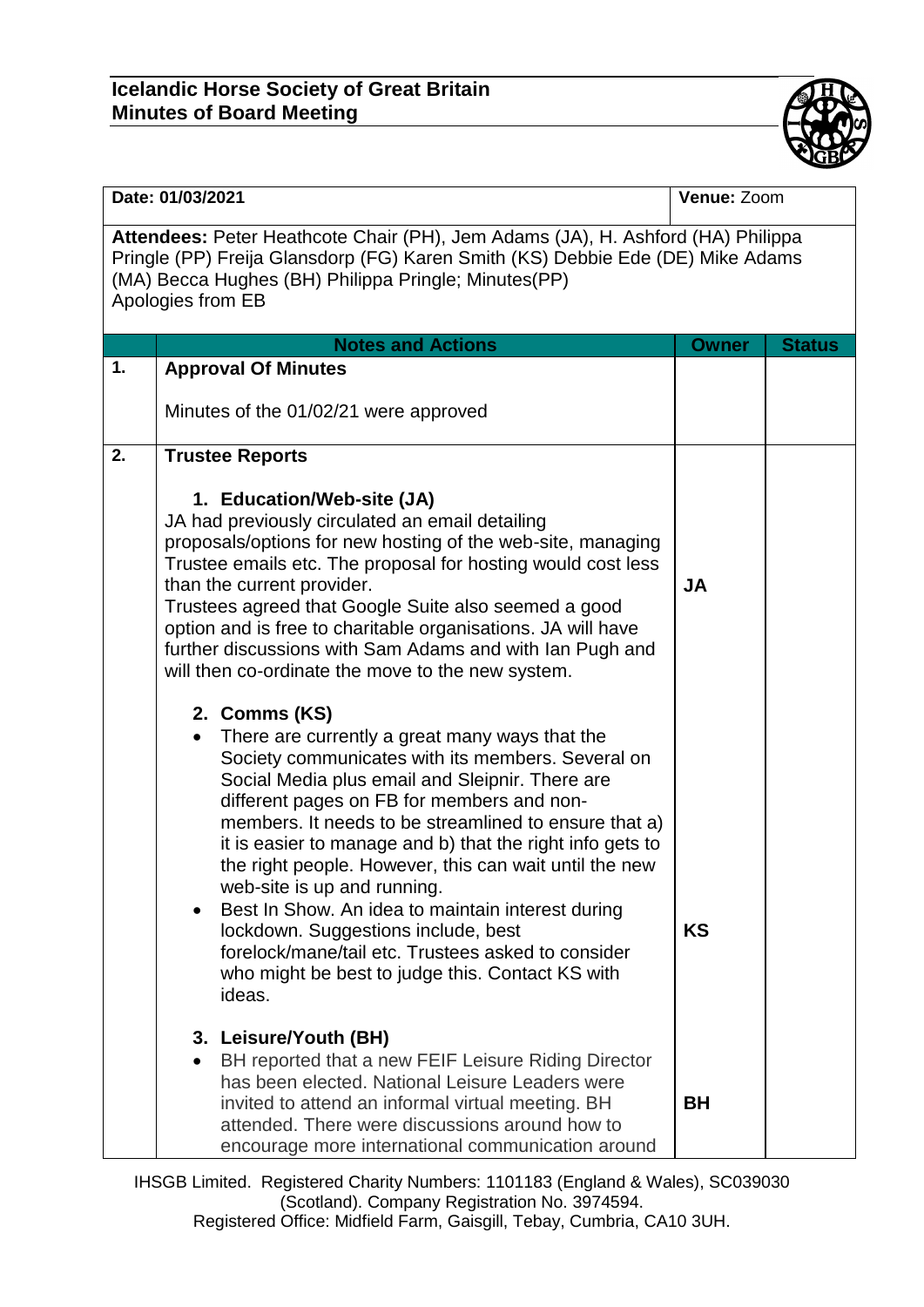**Icelandic Horse Society of Great Britain**
**Minutes of Board Meeting**

| **Date: 01/03/2021** | | **Venue:** Zoom | |
|---|---|---|---|
| **Attendees:** Peter Heathcote Chair (PH), Jem Adams (JA), H. Ashford (HA) Philippa Pringle (PP) Freija Glansdorp (FG) Karen Smith (KS) Debbie Ede (DE) Mike Adams (MA) Becca Hughes (BH) Philippa Pringle; Minutes(PP) Apologies from EB | | | |
| | **Notes and Actions** | **Owner** | **Status** |
| **1.** | **Approval Of Minutes**<br><br>Minutes of the 01/02/21 were approved | | |
| **2.** | **Trustee Reports**<br><br>**1. Education/Web-site (JA)**<br>JA had previously circulated an email detailing proposals/options for new hosting of the web-site, managing Trustee emails etc. The proposal for hosting would cost less than the current provider.<br>Trustees agreed that Google Suite also seemed a good option and is free to charitable organisations. JA will have further discussions with Sam Adams and with Ian Pugh and will then co-ordinate the move to the new system.<br><br>**2. Comms (KS)**<br>• There are currently a great many ways that the Society communicates with its members. Several on Social Media plus email and Sleipnir. There are different pages on FB for members and non-members. It needs to be streamlined to ensure that a) it is easier to manage and b) that the right info gets to the right people. However, this can wait until the new web-site is up and running.<br>• Best In Show. An idea to maintain interest during lockdown. Suggestions include, best forelock/mane/tail etc. Trustees asked to consider who might be best to judge this. Contact KS with ideas.<br><br>**3. Leisure/Youth (BH)**<br>• BH reported that a new FEIF Leisure Riding Director has been elected. National Leisure Leaders were invited to attend an informal virtual meeting. BH attended. There were discussions around how to encourage more international communication around | **JA**<br><br>**KS**<br><br>**BH** | |

IHSGB Limited. Registered Charity Numbers: 1101183 (England & Wales), SC039030 (Scotland). Company Registration No. 3974594.
Registered Office: Midfield Farm, Gaisgill, Tebay, Cumbria, CA10 3UH.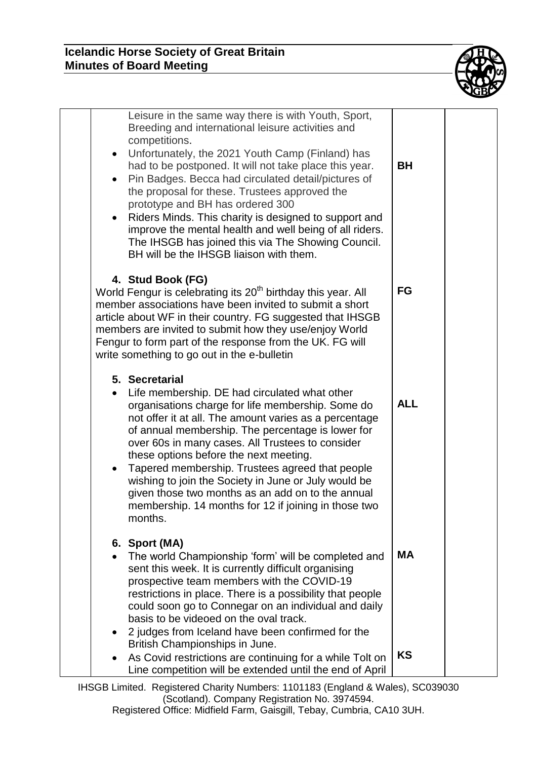| | | | |
|---|---|---|---|
| | Leisure in the same way there is with Youth, Sport, Breeding and international leisure activities and competitions.<br>• Unfortunately, the 2021 Youth Camp (Finland) has had to be postponed. It will not take place this year.<br>• Pin Badges. Becca had circulated detail/pictures of the proposal for these. Trustees approved the prototype and BH has ordered 300<br>• Riders Minds. This charity is designed to support and improve the mental health and well being of all riders. The IHSGB has joined this via The Showing Council. BH will be the IHSGB liaison with them. | **BH** | |
| | **4. Stud Book (FG)**<br>World Fengur is celebrating its 20th birthday this year. All member associations have been invited to submit a short article about WF in their country. FG suggested that IHSGB members are invited to submit how they use/enjoy World Fengur to form part of the response from the UK. FG will write something to go out in the e-bulletin | **FG** | |
| | **5. Secretarial**<br>• Life membership. DE had circulated what other organisations charge for life membership. Some do not offer it at all. The amount varies as a percentage of annual membership. The percentage is lower for over 60s in many cases. All Trustees to consider these options before the next meeting.<br>• Tapered membership. Trustees agreed that people wishing to join the Society in June or July would be given those two months as an add on to the annual membership. 14 months for 12 if joining in those two months. | **ALL** | |
| | **6. Sport (MA)**<br>• The world Championship 'form' will be completed and sent this week. It is currently difficult organising prospective team members with the COVID-19 restrictions in place. There is a possibility that people could soon go to Connegar on an individual and daily basis to be videoed on the oval track.<br>• 2 judges from Iceland have been confirmed for the British Championships in June.<br>• As Covid restrictions are continuing for a while Tolt on Line competition will be extended until the end of April | **MA**<br><br>**KS** | |

IHSGB Limited. Registered Charity Numbers: 1101183 (England & Wales), SC039030 (Scotland). Company Registration No. 3974594.
Registered Office: Midfield Farm, Gaisgill, Tebay, Cumbria, CA10 3UH.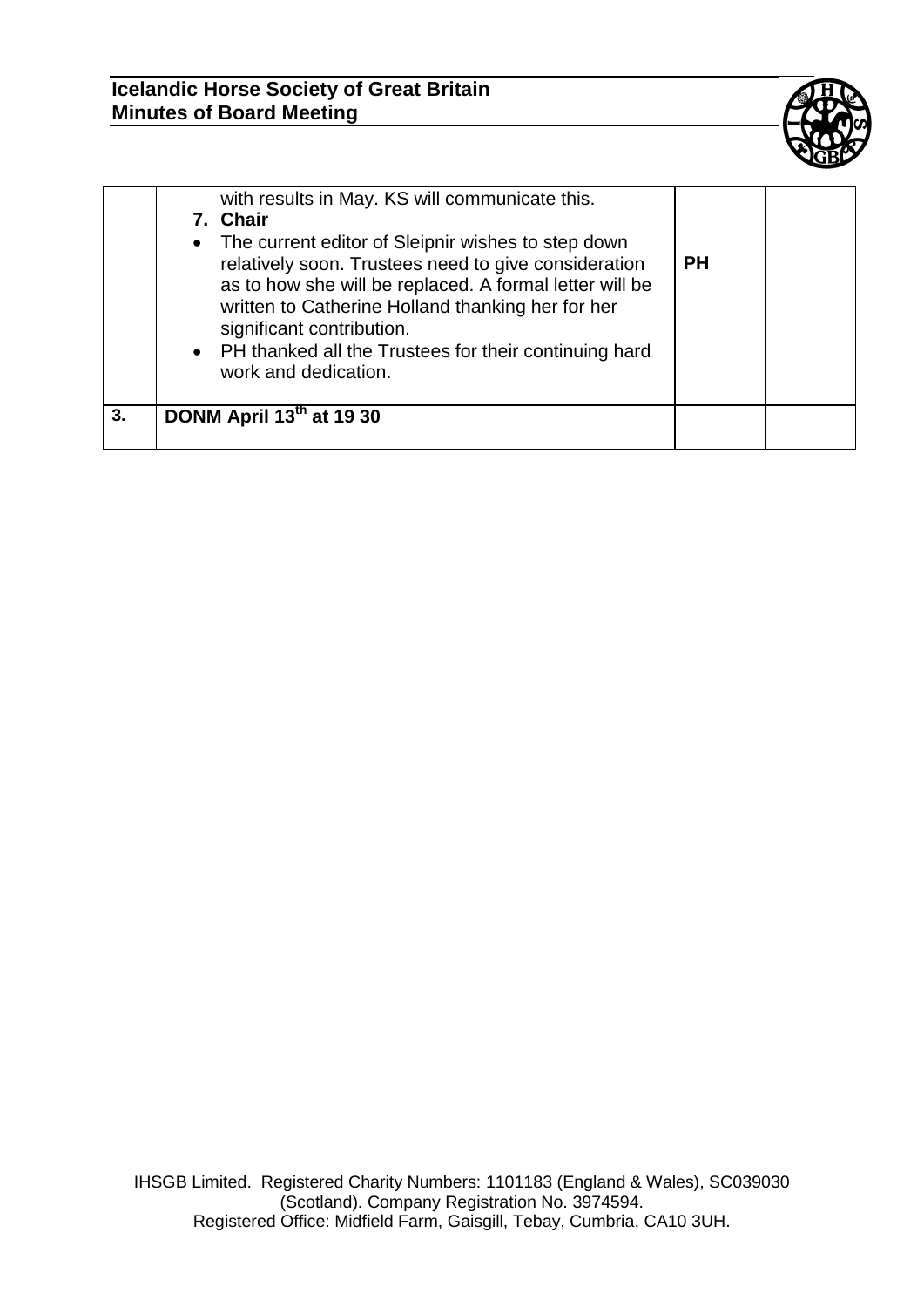| | | | |
|---|---|---|---|
| | with results in May. KS will communicate this.<br>**7. Chair**<br>• The current editor of Sleipnir wishes to step down relatively soon. Trustees need to give consideration as to how she will be replaced. A formal letter will be written to Catherine Holland thanking her for her significant contribution.<br>• PH thanked all the Trustees for their continuing hard work and dedication. | **PH** | |
| **3.** | **DONM April 13th at 19 30** | | |

IHSGB Limited. Registered Charity Numbers: 1101183 (England & Wales), SC039030 (Scotland). Company Registration No. 3974594.
Registered Office: Midfield Farm, Gaisgill, Tebay, Cumbria, CA10 3UH.